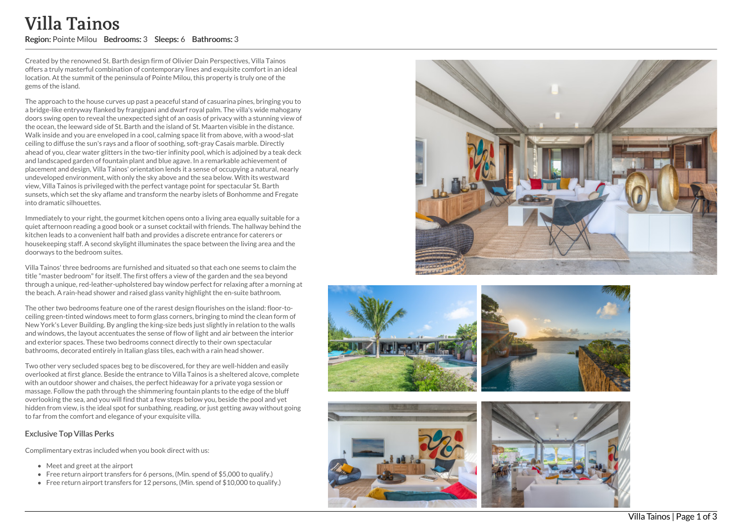# Villa Tainos

**Region:** Pointe Milou **Bedrooms:** 3 **Sleeps:** 6 **Bathrooms:** 3

Created by the renowned St. Barth design firm of Olivier Dain Perspectives, Villa Tainos offers a truly masterful combination of contemporary lines and exquisite comfort in an ideal location. At the summit of the peninsula of Pointe Milou, this property is truly one of the gems of the island.

The approach to the house curves up past a peaceful stand of casuarina pines, bringing you to a bridge-like entryway flanked by frangipani and dwarf royal palm. The villa's wide mahogany doors swing open to reveal the unexpected sight of an oasis of privacy with a stunning view of the ocean, the leeward side of St. Barth and the island of St. Maarten visible in the distance. Walk inside and you are enveloped in a cool, calming space lit from above, with a wood-slat ceiling to diffuse the sun's rays and a floor of soothing, soft-gray Casais marble. Directly ahead of you, clear water glitters in the two-tier infinity pool, which is adjoined by a teak deck and landscaped garden of fountain plant and blue agave. In a remarkable achievement of placement and design, Villa Tainos' orientation lends it a sense of occupying a natural, nearly undeveloped environment, with only the sky above and the sea below. With its westward view, Villa Tainos is privileged with the perfect vantage point for spectacular St. Barth sunsets, which set the sky aflame and transform the nearby islets of Bonhomme and Fregate into dramatic silhouettes.

Immediately to your right, the gourmet kitchen opens onto a living area equally suitable for a quiet afternoon reading a good book or a sunset cocktail with friends. The hallway behind the kitchen leads to a convenient half bath and provides a discrete entrance for caterers or housekeeping staff. A second skylight illuminates the space between the living area and the doorways to the bedroom suites.

Villa Tainos' three bedrooms are furnished and situated so that each one seems to claim the title "master bedroom" for itself. The first offers a view of the garden and the sea beyond through a unique, red-leather-upholstered bay window perfect for relaxing after a morning at the beach. A rain-head shower and raised glass vanity highlight the en-suite bathroom.

The other two bedrooms feature one of the rarest design flourishes on the island: floor-to-ceiling green-tinted windows meet to form glass corners, bringing to mind the clean form of New York's Lever Building. By angling the king-size beds just slightly in relation to the walls and windows, the layout accentuates the sense of flow of light and air between the interior and exterior spaces. These two bedrooms connect directly to their own spectacular bathrooms, decorated entirely in Italian glass tiles, each with a rain head shower.

Two other very secluded spaces beg to be discovered, for they are well-hidden and easily overlooked at first glance. Beside the entrance to Villa Tainos is a sheltered alcove, complete with an outdoor shower and chaises, the perfect hideaway for a private yoga session or massage. Follow the path through the shimmering fountain plants to the edge of the bluff overlooking the sea, and you will find that a few steps below you, beside the pool and yet hidden from view, is the ideal spot for sunbathing, reading, or just getting away without going to far from the comfort and elegance of your exquisite villa.

### Exclusive Top Villas Perks

Complimentary extras included when you book direct with us:

- Meet and greet at the airport
- Free return airport transfers for 6 persons, (Min. spend of $5,000 to qualify.)
- Free return airport transfers for 12 persons, (Min. spend of $10,000 to qualify.)